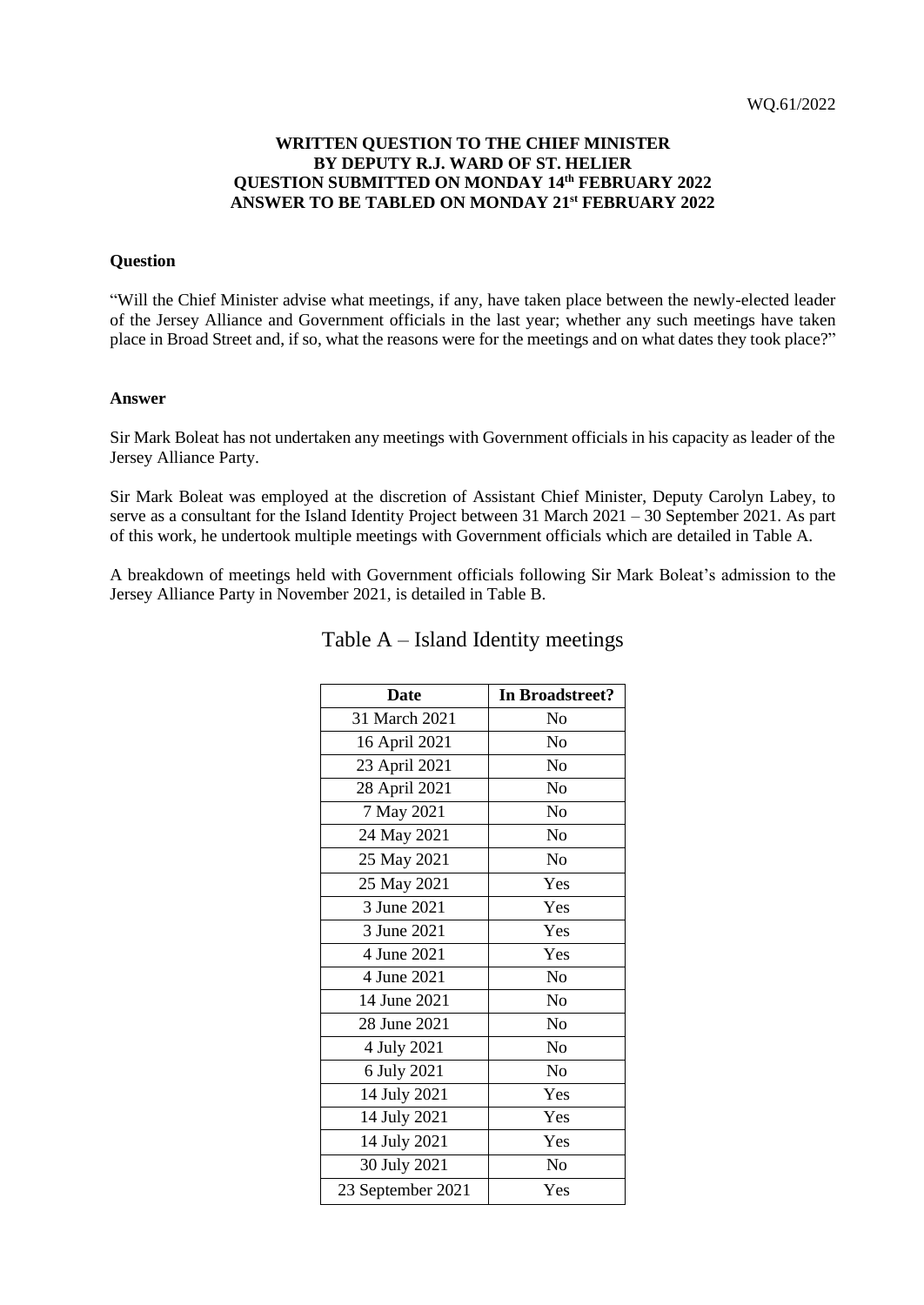WQ.61/2022

**WRITTEN QUESTION TO THE CHIEF MINISTER**
**BY DEPUTY R.J. WARD OF ST. HELIER**
**QUESTION SUBMITTED ON MONDAY 14th FEBRUARY 2022**
**ANSWER TO BE TABLED ON MONDAY 21st FEBRUARY 2022**

**Question**

"Will the Chief Minister advise what meetings, if any, have taken place between the newly-elected leader of the Jersey Alliance and Government officials in the last year; whether any such meetings have taken place in Broad Street and, if so, what the reasons were for the meetings and on what dates they took place?"

**Answer**

Sir Mark Boleat has not undertaken any meetings with Government officials in his capacity as leader of the Jersey Alliance Party.

Sir Mark Boleat was employed at the discretion of Assistant Chief Minister, Deputy Carolyn Labey, to serve as a consultant for the Island Identity Project between 31 March 2021 – 30 September 2021. As part of this work, he undertook multiple meetings with Government officials which are detailed in Table A.

A breakdown of meetings held with Government officials following Sir Mark Boleat's admission to the Jersey Alliance Party in November 2021, is detailed in Table B.

Table A – Island Identity meetings

| Date | In Broadstreet? |
|---|---|
| 31 March 2021 | No |
| 16 April 2021 | No |
| 23 April 2021 | No |
| 28 April 2021 | No |
| 7 May 2021 | No |
| 24 May 2021 | No |
| 25 May 2021 | No |
| 25 May 2021 | Yes |
| 3 June 2021 | Yes |
| 3 June 2021 | Yes |
| 4 June 2021 | Yes |
| 4 June 2021 | No |
| 14 June 2021 | No |
| 28 June 2021 | No |
| 4 July 2021 | No |
| 6 July 2021 | No |
| 14 July 2021 | Yes |
| 14 July 2021 | Yes |
| 14 July 2021 | Yes |
| 30 July 2021 | No |
| 23 September 2021 | Yes |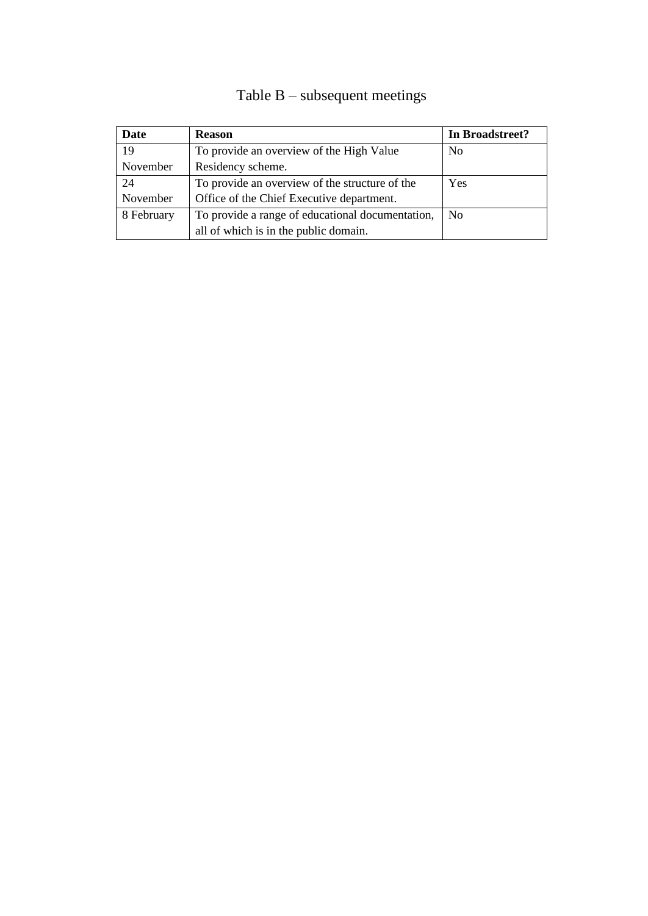# Table B – subsequent meetings

| Date | Reason | In Broadstreet? |
|---|---|---|
| 19 November | To provide an overview of the High Value Residency scheme. | No |
| 24 November | To provide an overview of the structure of the Office of the Chief Executive department. | Yes |
| 8 February | To provide a range of educational documentation, all of which is in the public domain. | No |